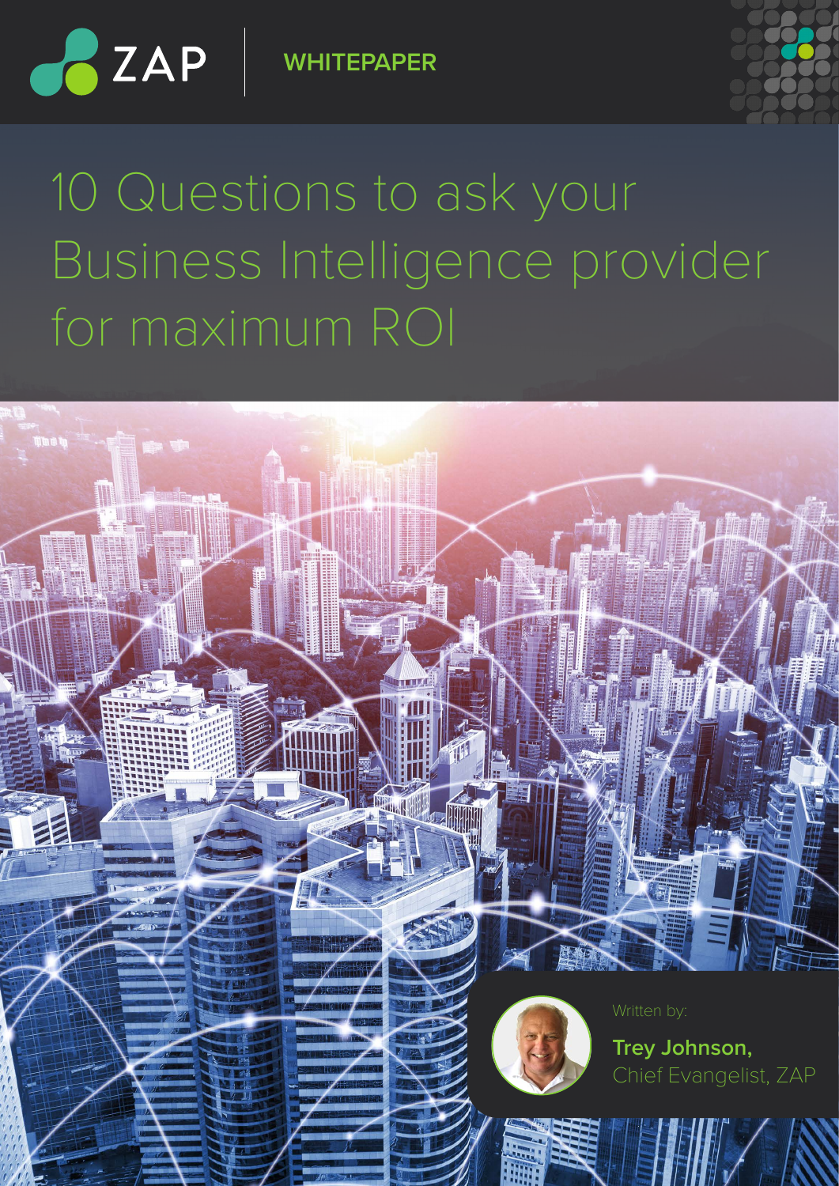ZAP | WHITEPAPER

# 10 Questions to ask your Business Intelligence provider for maximum ROI

Written by:

**Trey Johnson,**
Chief Evangelist, ZAP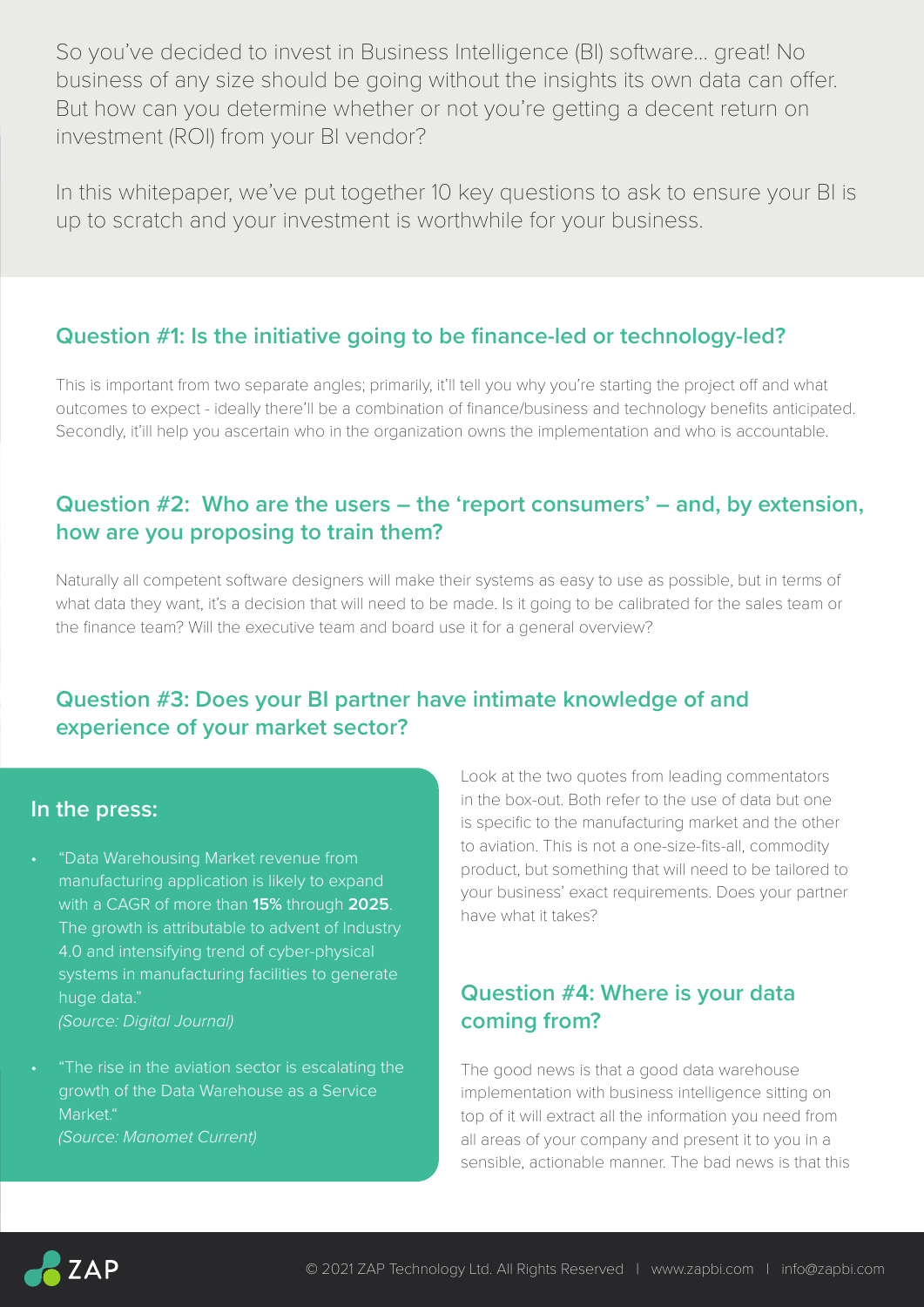So you've decided to invest in Business Intelligence (BI) software... great! No business of any size should be going without the insights its own data can offer. But how can you determine whether or not you're getting a decent return on investment (ROI) from your BI vendor?

In this whitepaper, we've put together 10 key questions to ask to ensure your BI is up to scratch and your investment is worthwhile for your business.

## Question #1: Is the initiative going to be finance-led or technology-led?

This is important from two separate angles; primarily, it'll tell you why you're starting the project off and what outcomes to expect - ideally there'll be a combination of finance/business and technology benefits anticipated. Secondly, it'll help you ascertain who in the organization owns the implementation and who is accountable.

## Question #2: Who are the users – the 'report consumers' – and, by extension, how are you proposing to train them?

Naturally all competent software designers will make their systems as easy to use as possible, but in terms of what data they want, it's a decision that will need to be made. Is it going to be calibrated for the sales team or the finance team? Will the executive team and board use it for a general overview?

## Question #3: Does your BI partner have intimate knowledge of and experience of your market sector?

### In the press:

- "Data Warehousing Market revenue from manufacturing application is likely to expand with a CAGR of more than **15%** through **2025**. The growth is attributable to advent of Industry 4.0 and intensifying trend of cyber-physical systems in manufacturing facilities to generate huge data."
  *(Source: Digital Journal)*
- "The rise in the aviation sector is escalating the growth of the Data Warehouse as a Service Market."
  *(Source: Manomet Current)*

Look at the two quotes from leading commentators in the box-out. Both refer to the use of data but one is specific to the manufacturing market and the other to aviation. This is not a one-size-fits-all, commodity product, but something that will need to be tailored to your business' exact requirements. Does your partner have what it takes?

## Question #4: Where is your data coming from?

The good news is that a good data warehouse implementation with business intelligence sitting on top of it will extract all the information you need from all areas of your company and present it to you in a sensible, actionable manner. The bad news is that this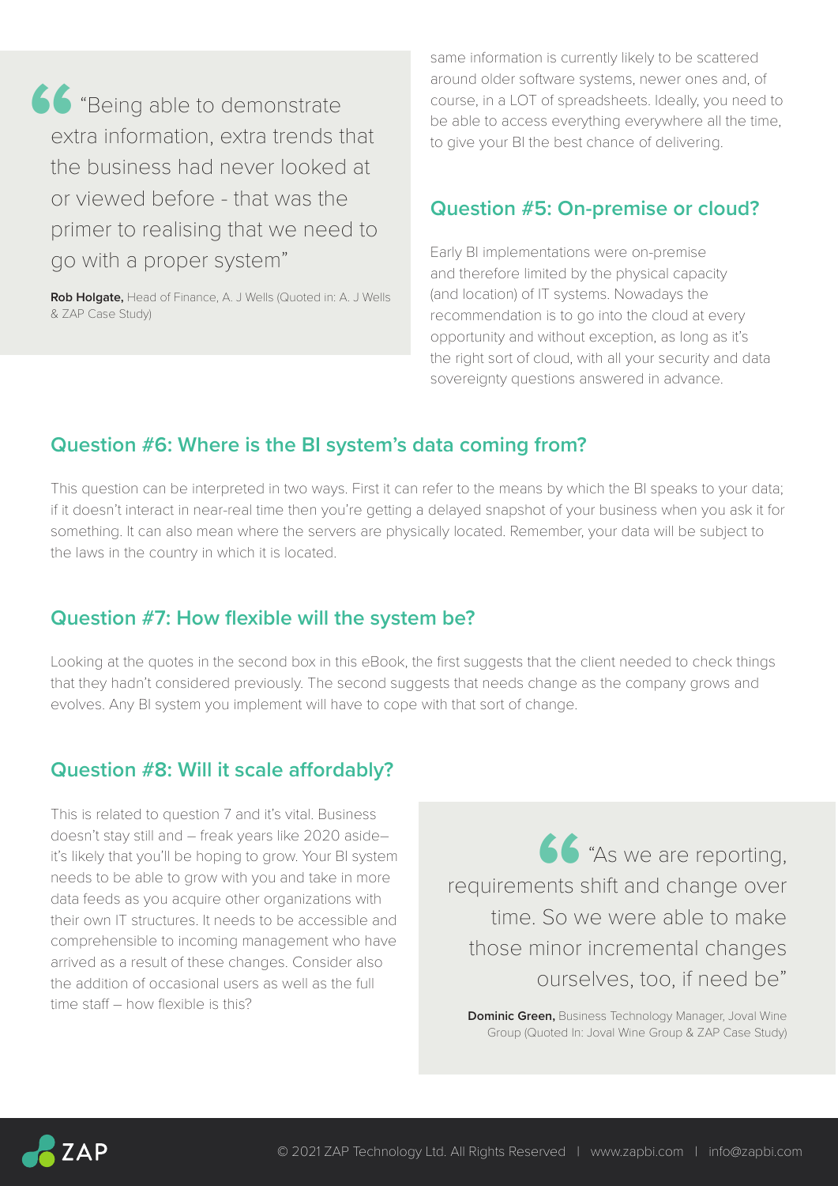> "Being able to demonstrate extra information, extra trends that the business had never looked at or viewed before - that was the primer to realising that we need to go with a proper system"
>
> **Rob Holgate,** Head of Finance, A. J Wells (Quoted in: A. J Wells & ZAP Case Study)

same information is currently likely to be scattered around older software systems, newer ones and, of course, in a LOT of spreadsheets. Ideally, you need to be able to access everything everywhere all the time, to give your BI the best chance of delivering.

## Question #5: On-premise or cloud?

Early BI implementations were on-premise and therefore limited by the physical capacity (and location) of IT systems. Nowadays the recommendation is to go into the cloud at every opportunity and without exception, as long as it's the right sort of cloud, with all your security and data sovereignty questions answered in advance.

## Question #6: Where is the BI system's data coming from?

This question can be interpreted in two ways. First it can refer to the means by which the BI speaks to your data; if it doesn't interact in near-real time then you're getting a delayed snapshot of your business when you ask it for something. It can also mean where the servers are physically located. Remember, your data will be subject to the laws in the country in which it is located.

## Question #7: How flexible will the system be?

Looking at the quotes in the second box in this eBook, the first suggests that the client needed to check things that they hadn't considered previously. The second suggests that needs change as the company grows and evolves. Any BI system you implement will have to cope with that sort of change.

## Question #8: Will it scale affordably?

This is related to question 7 and it's vital. Business doesn't stay still and – freak years like 2020 aside– it's likely that you'll be hoping to grow. Your BI system needs to be able to grow with you and take in more data feeds as you acquire other organizations with their own IT structures. It needs to be accessible and comprehensible to incoming management who have arrived as a result of these changes. Consider also the addition of occasional users as well as the full time staff – how flexible is this?

> "As we are reporting, requirements shift and change over time. So we were able to make those minor incremental changes ourselves, too, if need be"
>
> **Dominic Green,** Business Technology Manager, Joval Wine Group (Quoted In: Joval Wine Group & ZAP Case Study)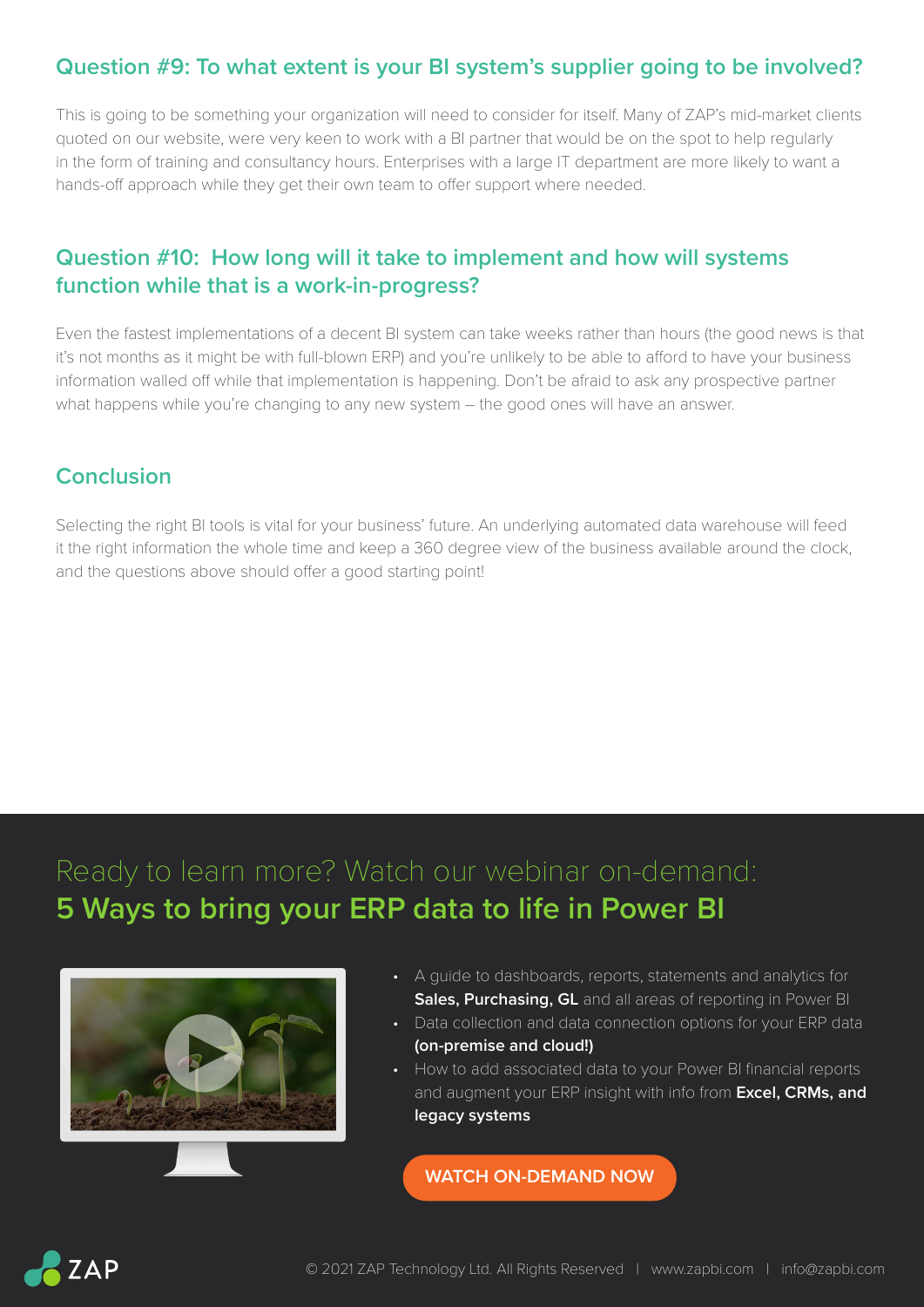## Question #9: To what extent is your BI system's supplier going to be involved?

This is going to be something your organization will need to consider for itself. Many of ZAP's mid-market clients quoted on our website, were very keen to work with a BI partner that would be on the spot to help regularly in the form of training and consultancy hours. Enterprises with a large IT department are more likely to want a hands-off approach while they get their own team to offer support where needed.

## Question #10: How long will it take to implement and how will systems function while that is a work-in-progress?

Even the fastest implementations of a decent BI system can take weeks rather than hours (the good news is that it's not months as it might be with full-blown ERP) and you're unlikely to be able to afford to have your business information walled off while that implementation is happening. Don't be afraid to ask any prospective partner what happens while you're changing to any new system – the good ones will have an answer.

## Conclusion

Selecting the right BI tools is vital for your business' future. An underlying automated data warehouse will feed it the right information the whole time and keep a 360 degree view of the business available around the clock, and the questions above should offer a good starting point!

## Ready to learn more? Watch our webinar on-demand:
## 5 Ways to bring your ERP data to life in Power BI

- A guide to dashboards, reports, statements and analytics for **Sales, Purchasing, GL** and all areas of reporting in Power BI
- Data collection and data connection options for your ERP data **(on-premise and cloud!)**
- How to add associated data to your Power BI financial reports and augment your ERP insight with info from **Excel, CRMs, and legacy systems**

WATCH ON-DEMAND NOW

ZAP

© 2021 ZAP Technology Ltd. All Rights Reserved | www.zapbi.com | info@zapbi.com